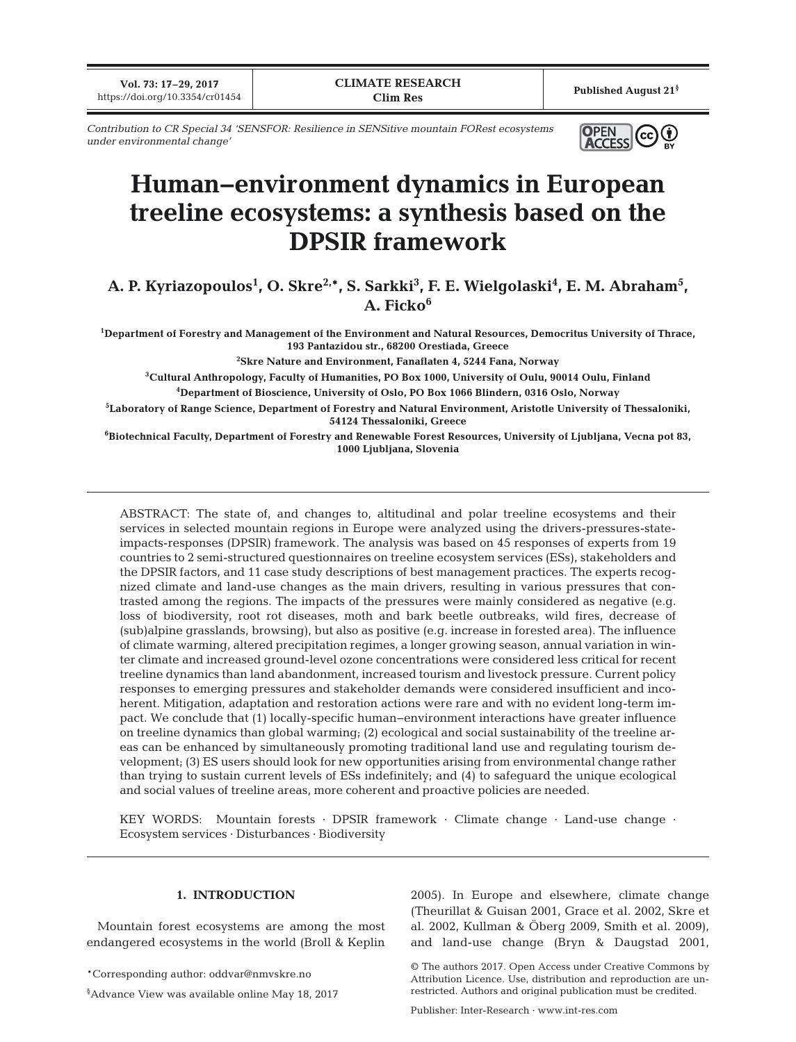*Contribution to CR Special 34 'SENSFOR: Resilience in SENSitive mountain FORest ecosystems under environmental change'*

# Human–environment dynamics in European treeline ecosystems: a synthesis based on the DPSIR framework

**A. P. Kyriazopoulos[1], O. Skre[2,*], S. Sarkki[3], F. E. Wielgolaski[4], E. M. Abraham[5], A. Ficko[6]**

[1]Department of Forestry and Management of the Environment and Natural Resources, Democritus University of Thrace, 193 Pantazidou str., 68200 Orestiada, Greece

[2]Skre Nature and Environment, Fanaflaten 4, 5244 Fana, Norway

[3]Cultural Anthropology, Faculty of Humanities, PO Box 1000, University of Oulu, 90014 Oulu, Finland

[4]Department of Bioscience, University of Oslo, PO Box 1066 Blindern, 0316 Oslo, Norway

[5]Laboratory of Range Science, Department of Forestry and Natural Environment, Aristotle University of Thessaloniki, 54124 Thessaloniki, Greece

[6]Biotechnical Faculty, Department of Forestry and Renewable Forest Resources, University of Ljubljana, Vecna pot 83, 1000 Ljubljana, Slovenia

ABSTRACT: The state of, and changes to, altitudinal and polar treeline ecosystems and their services in selected mountain regions in Europe were analyzed using the drivers-pressures-state-impacts-responses (DPSIR) framework. The analysis was based on 45 responses of experts from 19 countries to 2 semi-structured questionnaires on treeline ecosystem services (ESs), stakeholders and the DPSIR factors, and 11 case study descriptions of best management practices. The experts recognized climate and land-use changes as the main drivers, resulting in various pressures that contrasted among the regions. The impacts of the pressures were mainly considered as negative (e.g. loss of biodiversity, root rot diseases, moth and bark beetle outbreaks, wild fires, decrease of (sub)alpine grasslands, browsing), but also as positive (e.g. increase in forested area). The influence of climate warming, altered precipitation regimes, a longer growing season, annual variation in winter climate and increased ground-level ozone concentrations were considered less critical for recent treeline dynamics than land abandonment, increased tourism and livestock pressure. Current policy responses to emerging pressures and stakeholder demands were considered insufficient and incoherent. Mitigation, adaptation and restoration actions were rare and with no evident long-term impact. We conclude that (1) locally-specific human–environment interactions have greater influence on treeline dynamics than global warming; (2) ecological and social sustainability of the treeline areas can be enhanced by simultaneously promoting traditional land use and regulating tourism development; (3) ES users should look for new opportunities arising from environmental change rather than trying to sustain current levels of ESs indefinitely; and (4) to safeguard the unique ecological and social values of treeline areas, more coherent and proactive policies are needed.

KEY WORDS: Mountain forests · DPSIR framework · Climate change · Land-use change · Ecosystem services · Disturbances · Biodiversity

## 1. INTRODUCTION

Mountain forest ecosystems are among the most endangered ecosystems in the world (Broll & Keplin 2005). In Europe and elsewhere, climate change (Theurillat & Guisan 2001, Grace et al. 2002, Skre et al. 2002, Kullman & Öberg 2009, Smith et al. 2009), and land-use change (Bryn & Daugstad 2001,

*Corresponding author: oddvar@nmvskre.no

§Advance View was available online May 18, 2017

© The authors 2017. Open Access under Creative Commons by Attribution Licence. Use, distribution and reproduction are unrestricted. Authors and original publication must be credited.

Publisher: Inter-Research · www.int-res.com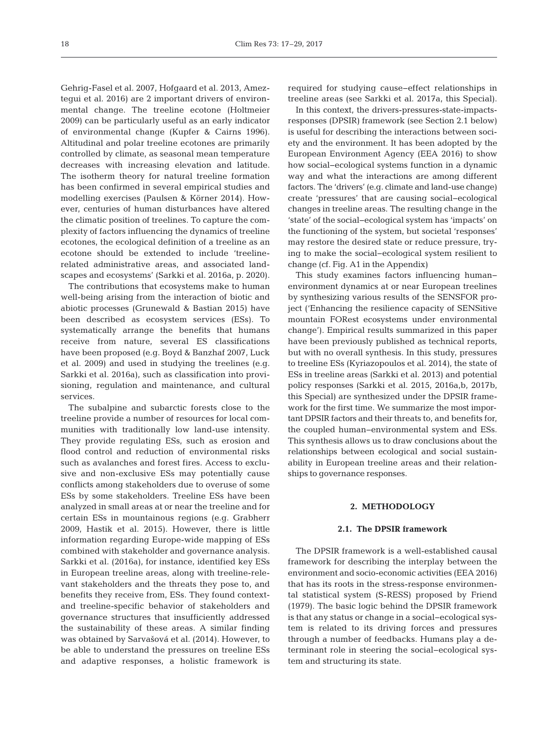Gehrig-Fasel et al. 2007, Hofgaard et al. 2013, Ameztegui et al. 2016) are 2 important drivers of environmental change. The treeline ecotone (Holtmeier 2009) can be particularly useful as an early indicator of environmental change (Kupfer & Cairns 1996). Altitudinal and polar treeline ecotones are primarily controlled by climate, as seasonal mean temperature decreases with increasing elevation and latitude. The isotherm theory for natural treeline formation has been confirmed in several empirical studies and modelling exercises (Paulsen & Körner 2014). However, centuries of human disturbances have altered the climatic position of treelines. To capture the complexity of factors influencing the dynamics of treeline ecotones, the ecological definition of a treeline as an ecotone should be extended to include 'treeline-related administrative areas, and associated landscapes and ecosystems' (Sarkki et al. 2016a, p. 2020).

The contributions that ecosystems make to human well-being arising from the interaction of biotic and abiotic processes (Grunewald & Bastian 2015) have been described as ecosystem services (ESs). To systematically arrange the benefits that humans receive from nature, several ES classifications have been proposed (e.g. Boyd & Banzhaf 2007, Luck et al. 2009) and used in studying the treelines (e.g. Sarkki et al. 2016a), such as classification into provisioning, regulation and maintenance, and cultural services.

The subalpine and subarctic forests close to the treeline provide a number of resources for local communities with traditionally low land-use intensity. They provide regulating ESs, such as erosion and flood control and reduction of environmental risks such as avalanches and forest fires. Access to exclusive and non-exclusive ESs may potentially cause conflicts among stakeholders due to overuse of some ESs by some stakeholders. Treeline ESs have been analyzed in small areas at or near the treeline and for certain ESs in mountainous regions (e.g. Grabherr 2009, Hastik et al. 2015). However, there is little information regarding Europe-wide mapping of ESs combined with stakeholder and governance analysis. Sarkki et al. (2016a), for instance, identified key ESs in European treeline areas, along with treeline-relevant stakeholders and the threats they pose to, and benefits they receive from, ESs. They found context- and treeline-specific behavior of stakeholders and governance structures that insufficiently addressed the sustainability of these areas. A similar finding was obtained by Sarvašová et al. (2014). However, to be able to understand the pressures on treeline ESs and adaptive responses, a holistic framework is required for studying cause–effect relationships in treeline areas (see Sarkki et al. 2017a, this Special).

In this context, the drivers-pressures-state-impacts-responses (DPSIR) framework (see Section 2.1 below) is useful for describing the interactions between society and the environment. It has been adopted by the European Environment Agency (EEA 2016) to show how social–ecological systems function in a dynamic way and what the interactions are among different factors. The 'drivers' (e.g. climate and land-use change) create 'pressures' that are causing social–ecological changes in treeline areas. The resulting change in the 'state' of the social–ecological system has 'impacts' on the functioning of the system, but societal 'responses' may restore the desired state or reduce pressure, trying to make the social–ecological system resilient to change (cf. Fig. A1 in the Appendix)

This study examines factors influencing human–environment dynamics at or near European treelines by synthesizing various results of the SENSFOR project ('Enhancing the resilience capacity of SENSitive mountain FORest ecosystems under environmental change'). Empirical results summarized in this paper have been previously published as technical reports, but with no overall synthesis. In this study, pressures to treeline ESs (Kyriazopoulos et al. 2014), the state of ESs in treeline areas (Sarkki et al. 2013) and potential policy responses (Sarkki et al. 2015, 2016a,b, 2017b, this Special) are synthesized under the DPSIR framework for the first time. We summarize the most important DPSIR factors and their threats to, and benefits for, the coupled human–environmental system and ESs. This synthesis allows us to draw conclusions about the relationships between ecological and social sustainability in European treeline areas and their relationships to governance responses.

## 2. METHODOLOGY

### 2.1. The DPSIR framework

The DPSIR framework is a well-established causal framework for describing the interplay between the environment and socio-economic activities (EEA 2016) that has its roots in the stress-response environmental statistical system (S-RESS) proposed by Friend (1979). The basic logic behind the DPSIR framework is that any status or change in a social–ecological system is related to its driving forces and pressures through a number of feedbacks. Humans play a determinant role in steering the social–ecological system and structuring its state.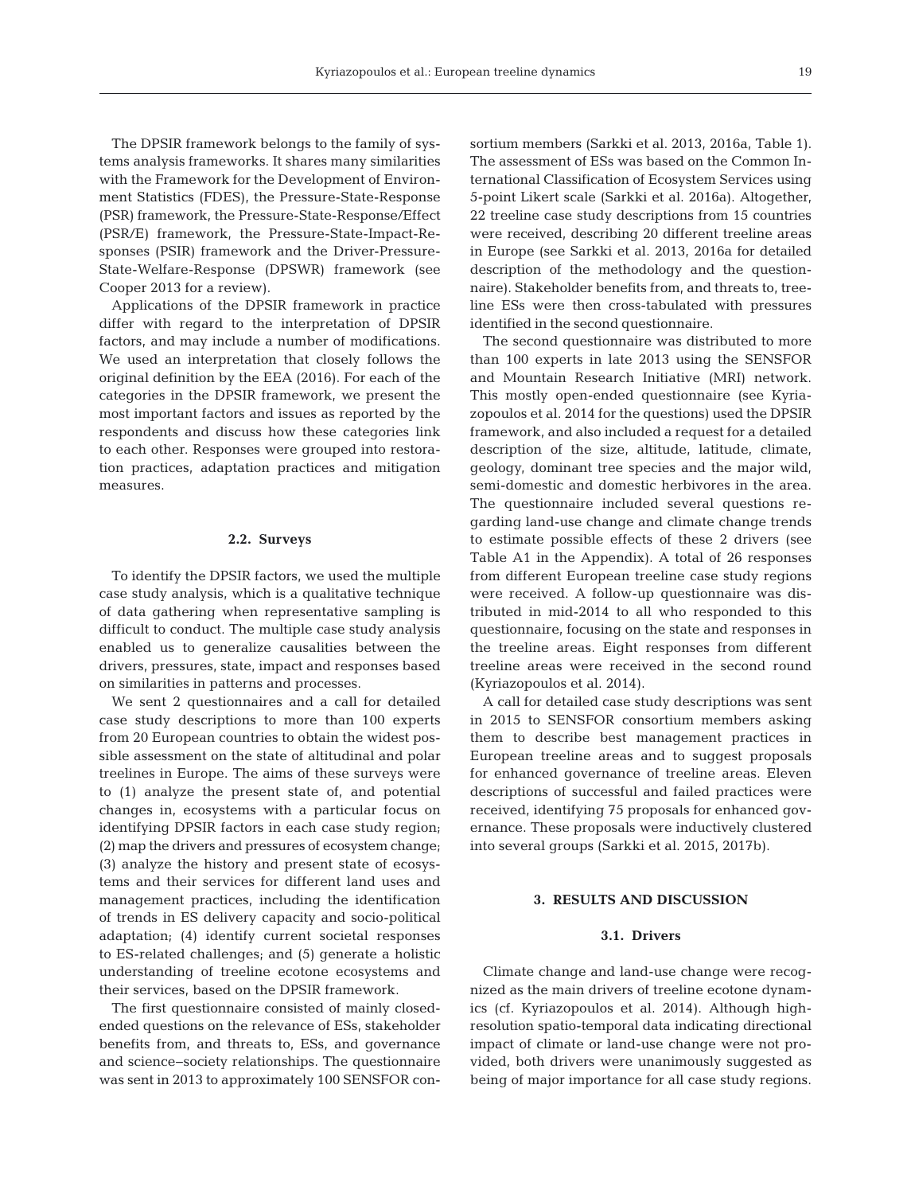The DPSIR framework belongs to the family of systems analysis frameworks. It shares many similarities with the Framework for the Development of Environment Statistics (FDES), the Pressure-State-Response (PSR) framework, the Pressure-State-Response/Effect (PSR/E) framework, the Pressure-State-Impact-Responses (PSIR) framework and the Driver-Pressure-State-Welfare-Response (DPSWR) framework (see Cooper 2013 for a review).

Applications of the DPSIR framework in practice differ with regard to the interpretation of DPSIR factors, and may include a number of modifications. We used an interpretation that closely follows the original definition by the EEA (2016). For each of the categories in the DPSIR framework, we present the most important factors and issues as reported by the respondents and discuss how these categories link to each other. Responses were grouped into restoration practices, adaptation practices and mitigation measures.

### 2.2. Surveys

To identify the DPSIR factors, we used the multiple case study analysis, which is a qualitative technique of data gathering when representative sampling is difficult to conduct. The multiple case study analysis enabled us to generalize causalities between the drivers, pressures, state, impact and responses based on similarities in patterns and processes.

We sent 2 questionnaires and a call for detailed case study descriptions to more than 100 experts from 20 European countries to obtain the widest possible assessment on the state of altitudinal and polar treelines in Europe. The aims of these surveys were to (1) analyze the present state of, and potential changes in, ecosystems with a particular focus on identifying DPSIR factors in each case study region; (2) map the drivers and pressures of ecosystem change; (3) analyze the history and present state of ecosystems and their services for different land uses and management practices, including the identification of trends in ES delivery capacity and socio-political adaptation; (4) identify current societal responses to ES-related challenges; and (5) generate a holistic understanding of treeline ecotone ecosystems and their services, based on the DPSIR framework.

The first questionnaire consisted of mainly closed-ended questions on the relevance of ESs, stakeholder benefits from, and threats to, ESs, and governance and science–society relationships. The questionnaire was sent in 2013 to approximately 100 SENSFOR consortium members (Sarkki et al. 2013, 2016a, Table 1). The assessment of ESs was based on the Common International Classification of Ecosystem Services using 5-point Likert scale (Sarkki et al. 2016a). Altogether, 22 treeline case study descriptions from 15 countries were received, describing 20 different treeline areas in Europe (see Sarkki et al. 2013, 2016a for detailed description of the methodology and the questionnaire). Stakeholder benefits from, and threats to, treeline ESs were then cross-tabulated with pressures identified in the second questionnaire.

The second questionnaire was distributed to more than 100 experts in late 2013 using the SENSFOR and Mountain Research Initiative (MRI) network. This mostly open-ended questionnaire (see Kyriazopoulos et al. 2014 for the questions) used the DPSIR framework, and also included a request for a detailed description of the size, altitude, latitude, climate, geology, dominant tree species and the major wild, semi-domestic and domestic herbivores in the area. The questionnaire included several questions regarding land-use change and climate change trends to estimate possible effects of these 2 drivers (see Table A1 in the Appendix). A total of 26 responses from different European treeline case study regions were received. A follow-up questionnaire was distributed in mid-2014 to all who responded to this questionnaire, focusing on the state and responses in the treeline areas. Eight responses from different treeline areas were received in the second round (Kyriazopoulos et al. 2014).

A call for detailed case study descriptions was sent in 2015 to SENSFOR consortium members asking them to describe best management practices in European treeline areas and to suggest proposals for enhanced governance of treeline areas. Eleven descriptions of successful and failed practices were received, identifying 75 proposals for enhanced governance. These proposals were inductively clustered into several groups (Sarkki et al. 2015, 2017b).

## 3. RESULTS AND DISCUSSION

### 3.1. Drivers

Climate change and land-use change were recognized as the main drivers of treeline ecotone dynamics (cf. Kyriazopoulos et al. 2014). Although high-resolution spatio-temporal data indicating directional impact of climate or land-use change were not provided, both drivers were unanimously suggested as being of major importance for all case study regions.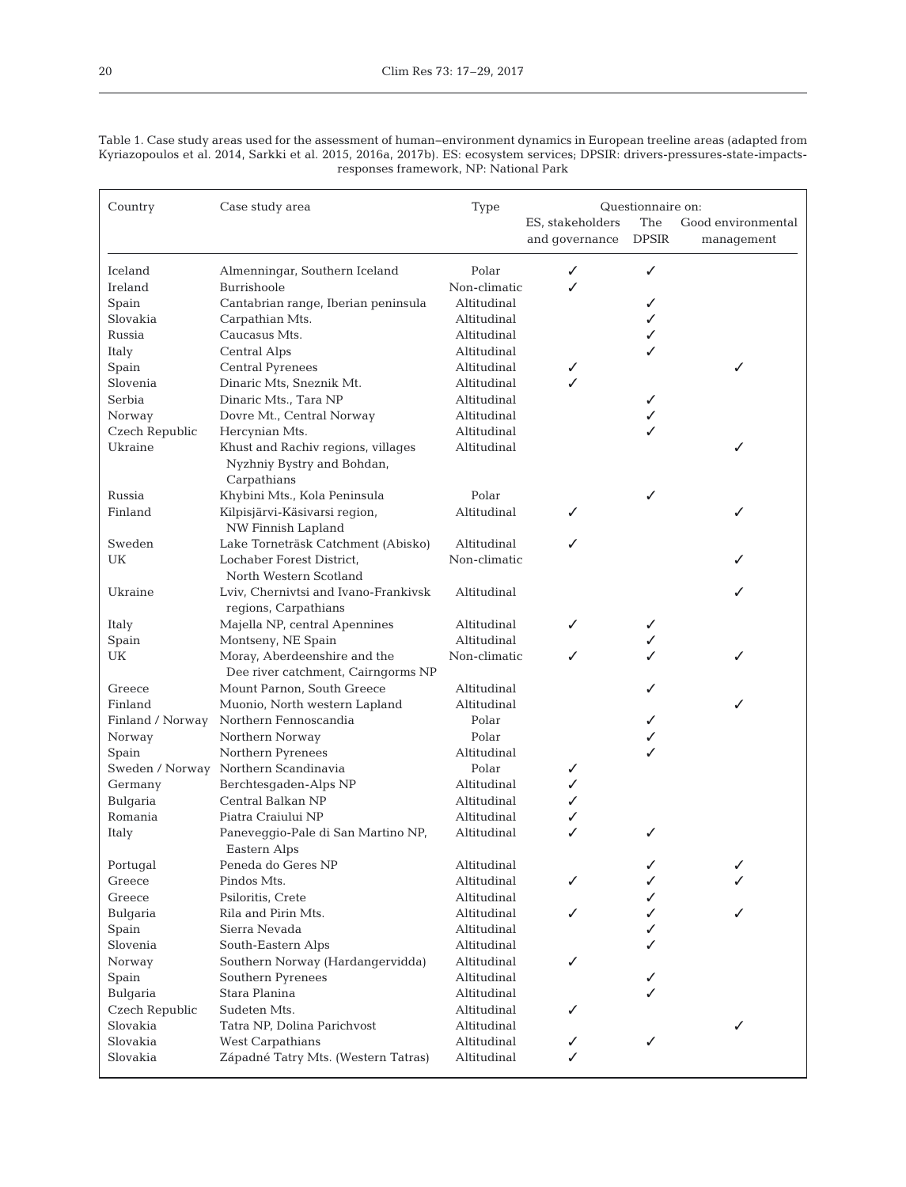Table 1. Case study areas used for the assessment of human–environment dynamics in European treeline areas (adapted from Kyriazopoulos et al. 2014, Sarkki et al. 2015, 2016a, 2017b). ES: ecosystem services; DPSIR: drivers-pressures-state-impacts-responses framework, NP: National Park

| Country | Case study area | Type | Questionnaire on: | | |
|---|---|---|---|---|---|
| | | | ES, stakeholders and governance | The DPSIR | Good environmental management |
| Iceland | Almenningar, Southern Iceland | Polar | ✓ | ✓ | |
| Ireland | Burrishoole | Non-climatic | ✓ | | |
| Spain | Cantabrian range, Iberian peninsula | Altitudinal | | ✓ | |
| Slovakia | Carpathian Mts. | Altitudinal | | ✓ | |
| Russia | Caucasus Mts. | Altitudinal | | ✓ | |
| Italy | Central Alps | Altitudinal | | ✓ | |
| Spain | Central Pyrenees | Altitudinal | ✓ | | ✓ |
| Slovenia | Dinaric Mts, Sneznik Mt. | Altitudinal | ✓ | | |
| Serbia | Dinaric Mts., Tara NP | Altitudinal | | ✓ | |
| Norway | Dovre Mt., Central Norway | Altitudinal | | ✓ | |
| Czech Republic | Hercynian Mts. | Altitudinal | | ✓ | |
| Ukraine | Khust and Rachiv regions, villages Nyzhniy Bystry and Bohdan, Carpathians | Altitudinal | | | ✓ |
| Russia | Khybini Mts., Kola Peninsula | Polar | | ✓ | |
| Finland | Kilpisjärvi-Käsivarsi region, NW Finnish Lapland | Altitudinal | ✓ | | ✓ |
| Sweden | Lake Torneträsk Catchment (Abisko) | Altitudinal | ✓ | | |
| UK | Lochaber Forest District, North Western Scotland | Non-climatic | | | ✓ |
| Ukraine | Lviv, Chernivtsi and Ivano-Frankivsk regions, Carpathians | Altitudinal | | | ✓ |
| Italy | Majella NP, central Apennines | Altitudinal | ✓ | ✓ | |
| Spain | Montseny, NE Spain | Altitudinal | | ✓ | |
| UK | Moray, Aberdeenshire and the Dee river catchment, Cairngorms NP | Non-climatic | ✓ | ✓ | ✓ |
| Greece | Mount Parnon, South Greece | Altitudinal | | ✓ | |
| Finland | Muonio, North western Lapland | Altitudinal | | | ✓ |
| Finland / Norway | Northern Fennoscandia | Polar | | ✓ | |
| Norway | Northern Norway | Polar | | ✓ | |
| Spain | Northern Pyrenees | Altitudinal | | ✓ | |
| Sweden / Norway | Northern Scandinavia | Polar | ✓ | | |
| Germany | Berchtesgaden-Alps NP | Altitudinal | ✓ | | |
| Bulgaria | Central Balkan NP | Altitudinal | ✓ | | |
| Romania | Piatra Craiului NP | Altitudinal | ✓ | | |
| Italy | Paneveggio-Pale di San Martino NP, Eastern Alps | Altitudinal | ✓ | ✓ | |
| Portugal | Peneda do Geres NP | Altitudinal | | ✓ | ✓ |
| Greece | Pindos Mts. | Altitudinal | ✓ | ✓ | ✓ |
| Greece | Psiloritis, Crete | Altitudinal | | ✓ | |
| Bulgaria | Rila and Pirin Mts. | Altitudinal | ✓ | ✓ | ✓ |
| Spain | Sierra Nevada | Altitudinal | | ✓ | |
| Slovenia | South-Eastern Alps | Altitudinal | | ✓ | |
| Norway | Southern Norway (Hardangervidda) | Altitudinal | ✓ | | |
| Spain | Southern Pyrenees | Altitudinal | | ✓ | |
| Bulgaria | Stara Planina | Altitudinal | | ✓ | |
| Czech Republic | Sudeten Mts. | Altitudinal | ✓ | | |
| Slovakia | Tatra NP, Dolina Parichvost | Altitudinal | | | ✓ |
| Slovakia | West Carpathians | Altitudinal | ✓ | ✓ | |
| Slovakia | Západné Tatry Mts. (Western Tatras) | Altitudinal | ✓ | | |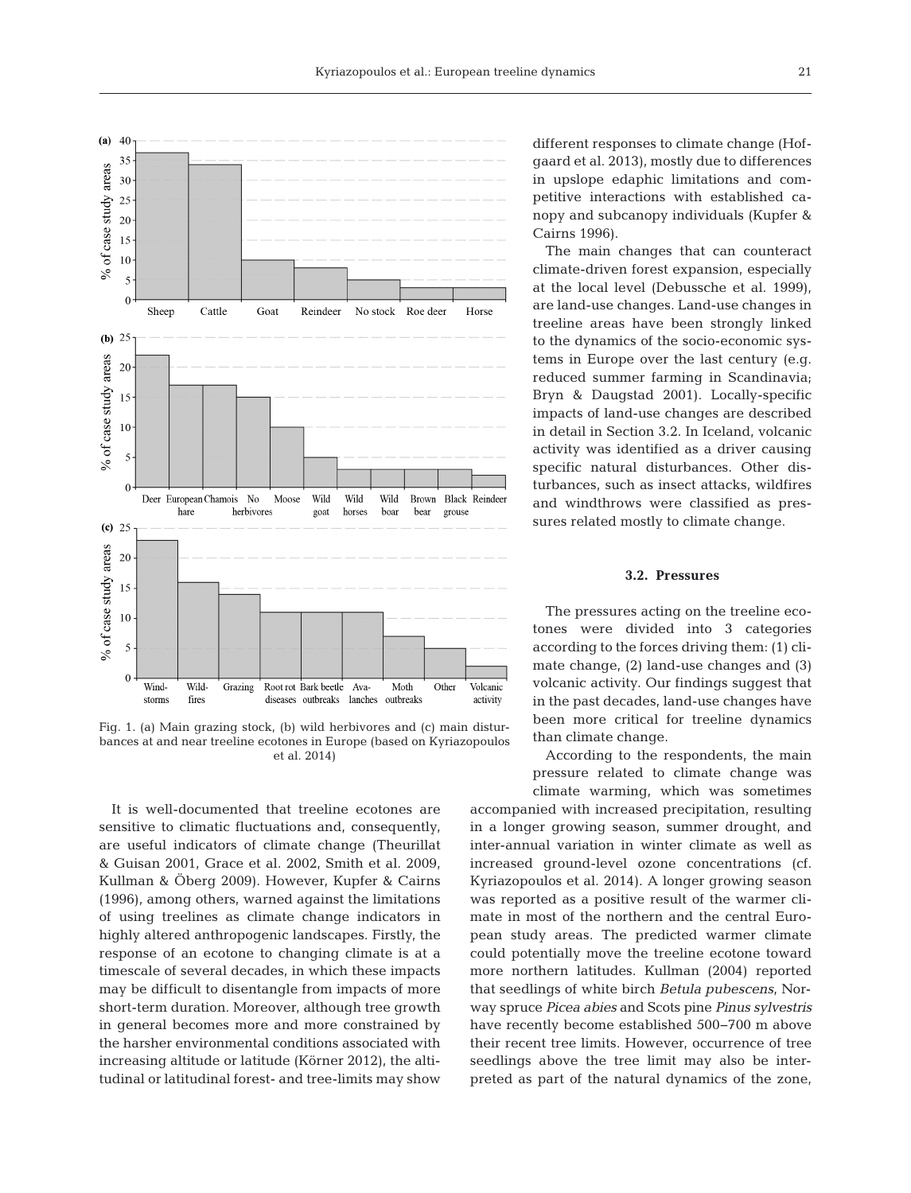Fig. 1. (a) Main grazing stock, (b) wild herbivores and (c) main disturbances at and near treeline ecotones in Europe (based on Kyriazopoulos et al. 2014)

It is well-documented that treeline ecotones are sensitive to climatic fluctuations and, consequently, are useful indicators of climate change (Theurillat & Guisan 2001, Grace et al. 2002, Smith et al. 2009, Kullman & Öberg 2009). However, Kupfer & Cairns (1996), among others, warned against the limitations of using treelines as climate change indicators in highly altered anthropogenic landscapes. Firstly, the response of an ecotone to changing climate is at a timescale of several decades, in which these impacts may be difficult to disentangle from impacts of more short-term duration. Moreover, although tree growth in general becomes more and more constrained by the harsher environmental conditions associated with increasing altitude or latitude (Körner 2012), the altitudinal or latitudinal forest- and tree-limits may show different responses to climate change (Hofgaard et al. 2013), mostly due to differences in upslope edaphic limitations and competitive interactions with established canopy and subcanopy individuals (Kupfer & Cairns 1996).

The main changes that can counteract climate-driven forest expansion, especially at the local level (Debussche et al. 1999), are land-use changes. Land-use changes in treeline areas have been strongly linked to the dynamics of the socio-economic systems in Europe over the last century (e.g. reduced summer farming in Scandinavia; Bryn & Daugstad 2001). Locally-specific impacts of land-use changes are described in detail in Section 3.2. In Iceland, volcanic activity was identified as a driver causing specific natural disturbances. Other disturbances, such as insect attacks, wildfires and windthrows were classified as pressures related mostly to climate change.

### 3.2. Pressures

The pressures acting on the treeline ecotones were divided into 3 categories according to the forces driving them: (1) climate change, (2) land-use changes and (3) volcanic activity. Our findings suggest that in the past decades, land-use changes have been more critical for treeline dynamics than climate change.

According to the respondents, the main pressure related to climate change was climate warming, which was sometimes accompanied with increased precipitation, resulting in a longer growing season, summer drought, and inter-annual variation in winter climate as well as increased ground-level ozone concentrations (cf. Kyriazopoulos et al. 2014). A longer growing season was reported as a positive result of the warmer climate in most of the northern and the central European study areas. The predicted warmer climate could potentially move the treeline ecotone toward more northern latitudes. Kullman (2004) reported that seedlings of white birch *Betula pubescens*, Norway spruce *Picea abies* and Scots pine *Pinus sylvestris* have recently become established 500–700 m above their recent tree limits. However, occurrence of tree seedlings above the tree limit may also be interpreted as part of the natural dynamics of the zone,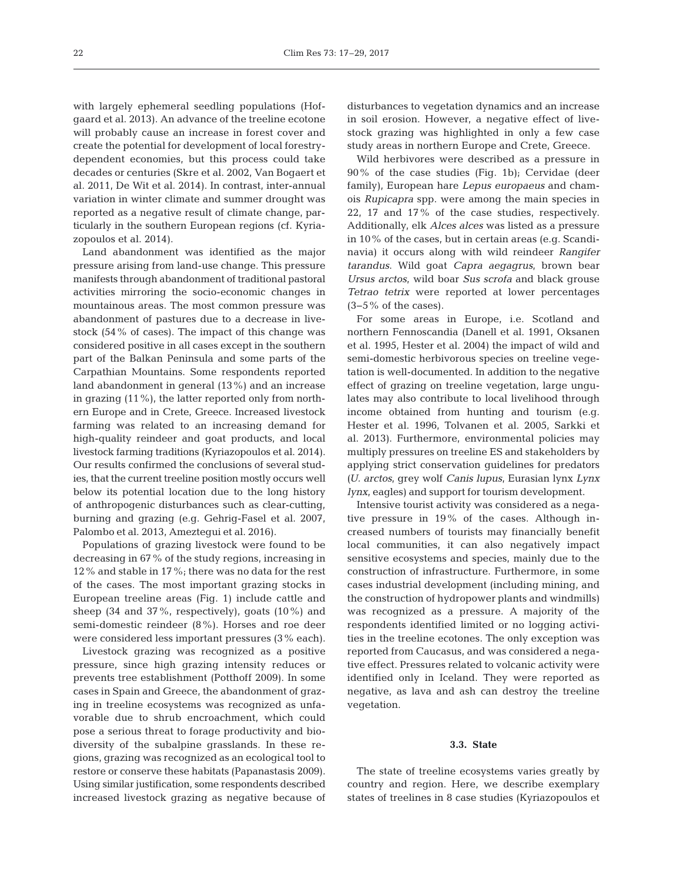with largely ephemeral seedling populations (Hofgaard et al. 2013). An advance of the treeline ecotone will probably cause an increase in forest cover and create the potential for development of local forestry-dependent economies, but this process could take decades or centuries (Skre et al. 2002, Van Bogaert et al. 2011, De Wit et al. 2014). In contrast, inter-annual variation in winter climate and summer drought was reported as a negative result of climate change, particularly in the southern European regions (cf. Kyriazopoulos et al. 2014).

Land abandonment was identified as the major pressure arising from land-use change. This pressure manifests through abandonment of traditional pastoral activities mirroring the socio-economic changes in mountainous areas. The most common pressure was abandonment of pastures due to a decrease in livestock (54% of cases). The impact of this change was considered positive in all cases except in the southern part of the Balkan Peninsula and some parts of the Carpathian Mountains. Some respondents reported land abandonment in general (13%) and an increase in grazing (11%), the latter reported only from northern Europe and in Crete, Greece. Increased livestock farming was related to an increasing demand for high-quality reindeer and goat products, and local livestock farming traditions (Kyriazopoulos et al. 2014). Our results confirmed the conclusions of several studies, that the current treeline position mostly occurs well below its potential location due to the long history of anthropogenic disturbances such as clear-cutting, burning and grazing (e.g. Gehrig-Fasel et al. 2007, Palombo et al. 2013, Ameztegui et al. 2016).

Populations of grazing livestock were found to be decreasing in 67% of the study regions, increasing in 12% and stable in 17%; there was no data for the rest of the cases. The most important grazing stocks in European treeline areas (Fig. 1) include cattle and sheep (34 and 37%, respectively), goats (10%) and semi-domestic reindeer (8%). Horses and roe deer were considered less important pressures (3% each).

Livestock grazing was recognized as a positive pressure, since high grazing intensity reduces or prevents tree establishment (Potthoff 2009). In some cases in Spain and Greece, the abandonment of grazing in treeline ecosystems was recognized as unfavorable due to shrub encroachment, which could pose a serious threat to forage productivity and biodiversity of the subalpine grasslands. In these regions, grazing was recognized as an ecological tool to restore or conserve these habitats (Papanastasis 2009). Using similar justification, some respondents described increased livestock grazing as negative because of disturbances to vegetation dynamics and an increase in soil erosion. However, a negative effect of livestock grazing was highlighted in only a few case study areas in northern Europe and Crete, Greece.

Wild herbivores were described as a pressure in 90% of the case studies (Fig. 1b); Cervidae (deer family), European hare *Lepus europaeus* and chamois *Rupicapra* spp. were among the main species in 22, 17 and 17% of the case studies, respectively. Additionally, elk *Alces alces* was listed as a pressure in 10% of the cases, but in certain areas (e.g. Scandinavia) it occurs along with wild reindeer *Rangifer tarandus*. Wild goat *Capra aegagrus*, brown bear *Ursus arctos*, wild boar *Sus scrofa* and black grouse *Tetrao tetrix* were reported at lower percentages (3–5% of the cases).

For some areas in Europe, i.e. Scotland and northern Fennoscandia (Danell et al. 1991, Oksanen et al. 1995, Hester et al. 2004) the impact of wild and semi-domestic herbivorous species on treeline vegetation is well-documented. In addition to the negative effect of grazing on treeline vegetation, large ungulates may also contribute to local livelihood through income obtained from hunting and tourism (e.g. Hester et al. 1996, Tolvanen et al. 2005, Sarkki et al. 2013). Furthermore, environmental policies may multiply pressures on treeline ES and stakeholders by applying strict conservation guidelines for predators (*U. arctos*, grey wolf *Canis lupus*, Eurasian lynx *Lynx lynx*, eagles) and support for tourism development.

Intensive tourist activity was considered as a negative pressure in 19% of the cases. Although increased numbers of tourists may financially benefit local communities, it can also negatively impact sensitive ecosystems and species, mainly due to the construction of infrastructure. Furthermore, in some cases industrial development (including mining, and the construction of hydropower plants and windmills) was recognized as a pressure. A majority of the respondents identified limited or no logging activities in the treeline ecotones. The only exception was reported from Caucasus, and was considered a negative effect. Pressures related to volcanic activity were identified only in Iceland. They were reported as negative, as lava and ash can destroy the treeline vegetation.

### 3.3. State

The state of treeline ecosystems varies greatly by country and region. Here, we describe exemplary states of treelines in 8 case studies (Kyriazopoulos et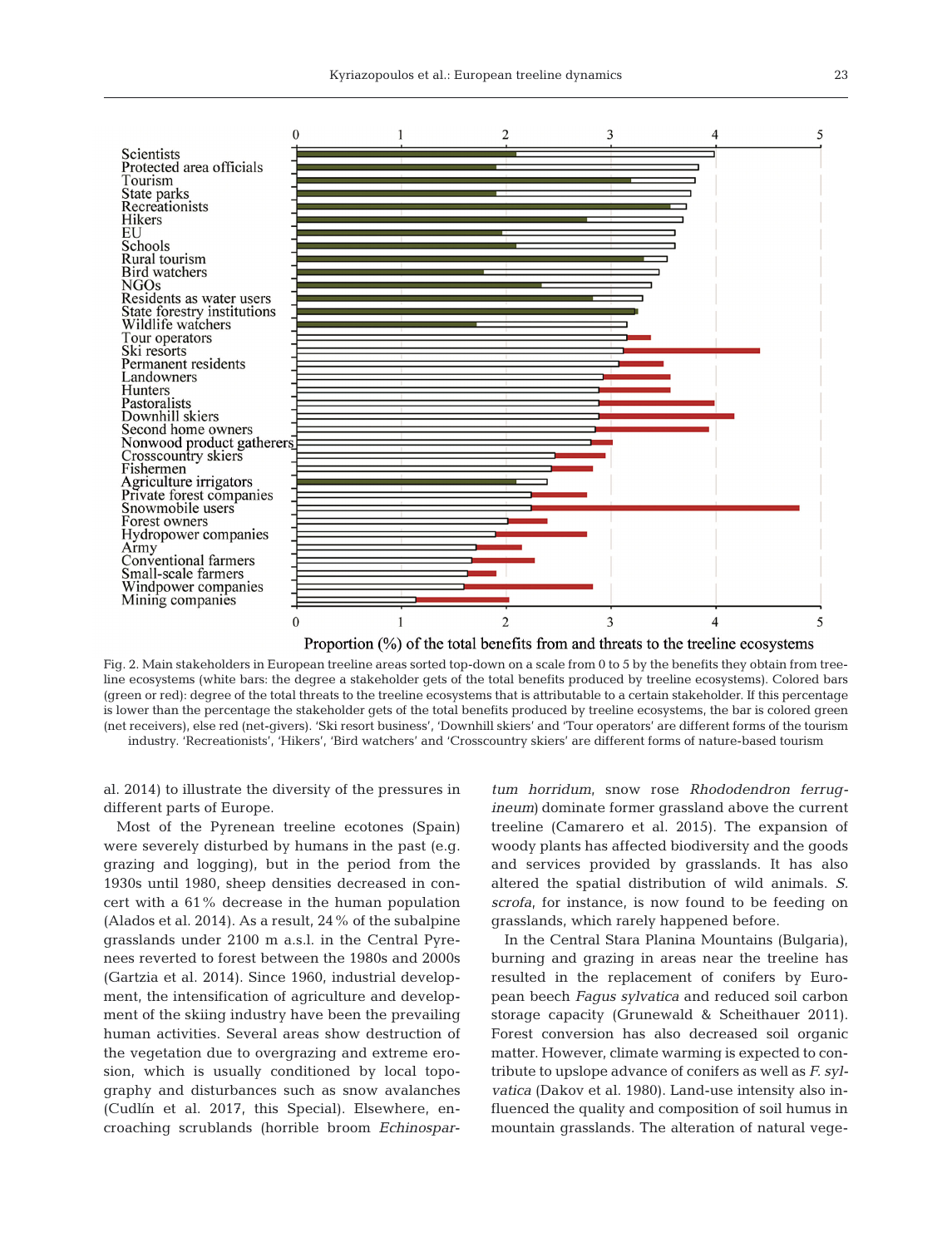Fig. 2. Main stakeholders in European treeline areas sorted top-down on a scale from 0 to 5 by the benefits they obtain from treeline ecosystems (white bars: the degree a stakeholder gets of the total benefits produced by treeline ecosystems). Colored bars (green or red): degree of the total threats to the treeline ecosystems that is attributable to a certain stakeholder. If this percentage is lower than the percentage the stakeholder gets of the total benefits produced by treeline ecosystems, the bar is colored green (net receivers), else red (net-givers). 'Ski resort business', 'Downhill skiers' and 'Tour operators' are different forms of the tourism industry. 'Recreationists', 'Hikers', 'Bird watchers' and 'Crosscountry skiers' are different forms of nature-based tourism

al. 2014) to illustrate the diversity of the pressures in different parts of Europe.

Most of the Pyrenean treeline ecotones (Spain) were severely disturbed by humans in the past (e.g. grazing and logging), but in the period from the 1930s until 1980, sheep densities decreased in concert with a 61% decrease in the human population (Alados et al. 2014). As a result, 24% of the subalpine grasslands under 2100 m a.s.l. in the Central Pyrenees reverted to forest between the 1980s and 2000s (Gartzia et al. 2014). Since 1960, industrial development, the intensification of agriculture and development of the skiing industry have been the prevailing human activities. Several areas show destruction of the vegetation due to overgrazing and extreme erosion, which is usually conditioned by local topography and disturbances such as snow avalanches (Cudlín et al. 2017, this Special). Elsewhere, encroaching scrublands (horrible broom *Echinospartum horridum*, snow rose *Rhododendron ferrugineum*) dominate former grassland above the current treeline (Camarero et al. 2015). The expansion of woody plants has affected biodiversity and the goods and services provided by grasslands. It has also altered the spatial distribution of wild animals. *S. scrofa*, for instance, is now found to be feeding on grasslands, which rarely happened before.

In the Central Stara Planina Mountains (Bulgaria), burning and grazing in areas near the treeline has resulted in the replacement of conifers by European beech *Fagus sylvatica* and reduced soil carbon storage capacity (Grunewald & Scheithauer 2011). Forest conversion has also decreased soil organic matter. However, climate warming is expected to contribute to upslope advance of conifers as well as *F. sylvatica* (Dakov et al. 1980). Land-use intensity also influenced the quality and composition of soil humus in mountain grasslands. The alteration of natural vege-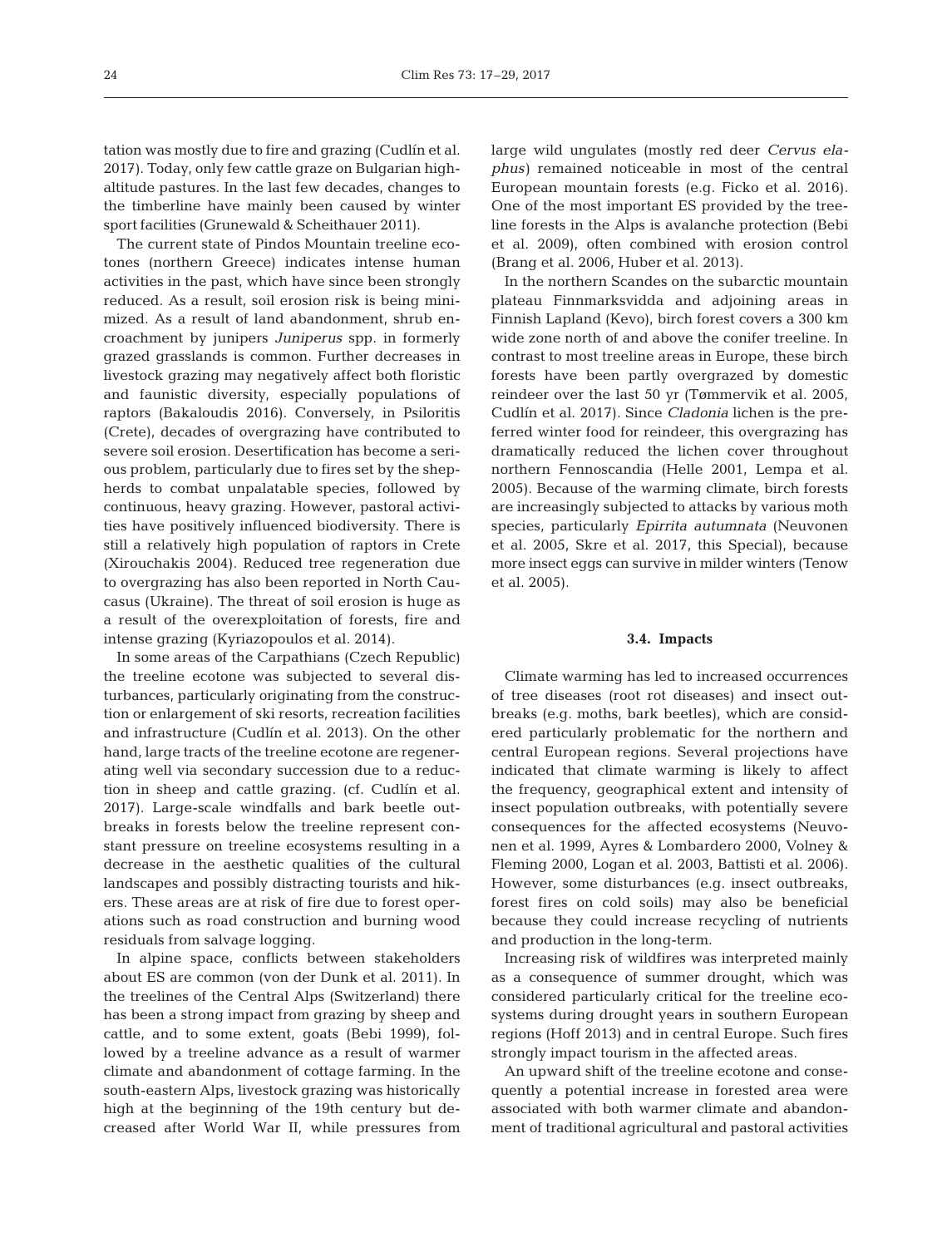tation was mostly due to fire and grazing (Cudlín et al. 2017). Today, only few cattle graze on Bulgarian high-altitude pastures. In the last few decades, changes to the timberline have mainly been caused by winter sport facilities (Grunewald & Scheithauer 2011).

The current state of Pindos Mountain treeline ecotones (northern Greece) indicates intense human activities in the past, which have since been strongly reduced. As a result, soil erosion risk is being minimized. As a result of land abandonment, shrub encroachment by junipers *Juniperus* spp. in formerly grazed grasslands is common. Further decreases in livestock grazing may negatively affect both floristic and faunistic diversity, especially populations of raptors (Bakaloudis 2016). Conversely, in Psiloritis (Crete), decades of overgrazing have contributed to severe soil erosion. Desertification has become a serious problem, particularly due to fires set by the shepherds to combat unpalatable species, followed by continuous, heavy grazing. However, pastoral activities have positively influenced biodiversity. There is still a relatively high population of raptors in Crete (Xirouchakis 2004). Reduced tree regeneration due to overgrazing has also been reported in North Caucasus (Ukraine). The threat of soil erosion is huge as a result of the overexploitation of forests, fire and intense grazing (Kyriazopoulos et al. 2014).

In some areas of the Carpathians (Czech Republic) the treeline ecotone was subjected to several disturbances, particularly originating from the construction or enlargement of ski resorts, recreation facilities and infrastructure (Cudlín et al. 2013). On the other hand, large tracts of the treeline ecotone are regenerating well via secondary succession due to a reduction in sheep and cattle grazing. (cf. Cudlín et al. 2017). Large-scale windfalls and bark beetle outbreaks in forests below the treeline represent constant pressure on treeline ecosystems resulting in a decrease in the aesthetic qualities of the cultural landscapes and possibly distracting tourists and hikers. These areas are at risk of fire due to forest operations such as road construction and burning wood residuals from salvage logging.

In alpine space, conflicts between stakeholders about ES are common (von der Dunk et al. 2011). In the treelines of the Central Alps (Switzerland) there has been a strong impact from grazing by sheep and cattle, and to some extent, goats (Bebi 1999), followed by a treeline advance as a result of warmer climate and abandonment of cottage farming. In the south-eastern Alps, livestock grazing was historically high at the beginning of the 19th century but decreased after World War II, while pressures from large wild ungulates (mostly red deer *Cervus elaphus*) remained noticeable in most of the central European mountain forests (e.g. Ficko et al. 2016). One of the most important ES provided by the treeline forests in the Alps is avalanche protection (Bebi et al. 2009), often combined with erosion control (Brang et al. 2006, Huber et al. 2013).

In the northern Scandes on the subarctic mountain plateau Finnmarksvidda and adjoining areas in Finnish Lapland (Kevo), birch forest covers a 300 km wide zone north of and above the conifer treeline. In contrast to most treeline areas in Europe, these birch forests have been partly overgrazed by domestic reindeer over the last 50 yr (Tømmervik et al. 2005, Cudlín et al. 2017). Since *Cladonia* lichen is the preferred winter food for reindeer, this overgrazing has dramatically reduced the lichen cover throughout northern Fennoscandia (Helle 2001, Lempa et al. 2005). Because of the warming climate, birch forests are increasingly subjected to attacks by various moth species, particularly *Epirrita autumnata* (Neuvonen et al. 2005, Skre et al. 2017, this Special), because more insect eggs can survive in milder winters (Tenow et al. 2005).

### 3.4. Impacts

Climate warming has led to increased occurrences of tree diseases (root rot diseases) and insect outbreaks (e.g. moths, bark beetles), which are considered particularly problematic for the northern and central European regions. Several projections have indicated that climate warming is likely to affect the frequency, geographical extent and intensity of insect population outbreaks, with potentially severe consequences for the affected ecosystems (Neuvonen et al. 1999, Ayres & Lombardero 2000, Volney & Fleming 2000, Logan et al. 2003, Battisti et al. 2006). However, some disturbances (e.g. insect outbreaks, forest fires on cold soils) may also be beneficial because they could increase recycling of nutrients and production in the long-term.

Increasing risk of wildfires was interpreted mainly as a consequence of summer drought, which was considered particularly critical for the treeline ecosystems during drought years in southern European regions (Hoff 2013) and in central Europe. Such fires strongly impact tourism in the affected areas.

An upward shift of the treeline ecotone and consequently a potential increase in forested area were associated with both warmer climate and abandonment of traditional agricultural and pastoral activities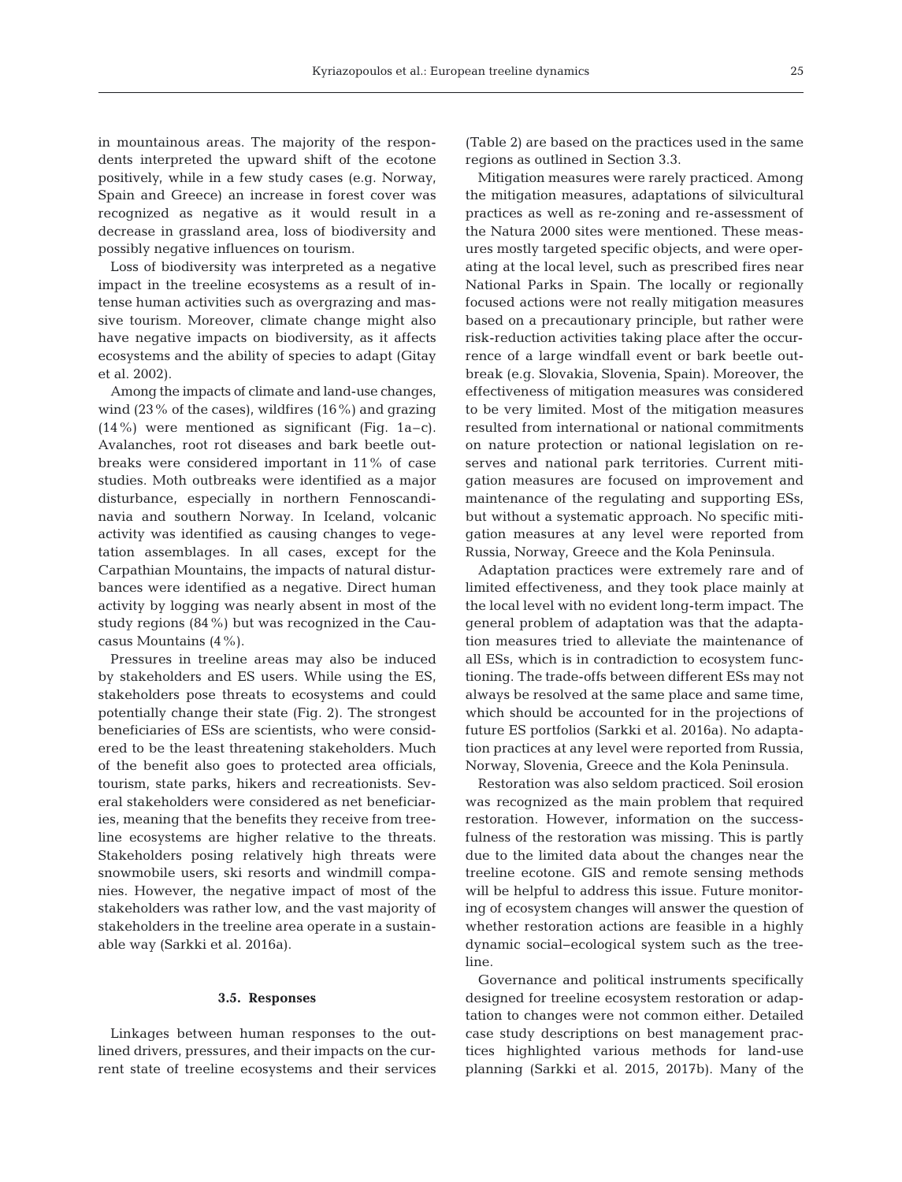in mountainous areas. The majority of the respondents interpreted the upward shift of the ecotone positively, while in a few study cases (e.g. Norway, Spain and Greece) an increase in forest cover was recognized as negative as it would result in a decrease in grassland area, loss of biodiversity and possibly negative influences on tourism.

Loss of biodiversity was interpreted as a negative impact in the treeline ecosystems as a result of intense human activities such as overgrazing and massive tourism. Moreover, climate change might also have negative impacts on biodiversity, as it affects ecosystems and the ability of species to adapt (Gitay et al. 2002).

Among the impacts of climate and land-use changes, wind (23% of the cases), wildfires (16%) and grazing (14%) were mentioned as significant (Fig. 1a–c). Avalanches, root rot diseases and bark beetle outbreaks were considered important in 11% of case studies. Moth outbreaks were identified as a major disturbance, especially in northern Fennoscandinavia and southern Norway. In Iceland, volcanic activity was identified as causing changes to vegetation assemblages. In all cases, except for the Carpathian Mountains, the impacts of natural disturbances were identified as a negative. Direct human activity by logging was nearly absent in most of the study regions (84%) but was recognized in the Caucasus Mountains (4%).

Pressures in treeline areas may also be induced by stakeholders and ES users. While using the ES, stakeholders pose threats to ecosystems and could potentially change their state (Fig. 2). The strongest beneficiaries of ESs are scientists, who were considered to be the least threatening stakeholders. Much of the benefit also goes to protected area officials, tourism, state parks, hikers and recreationists. Several stakeholders were considered as net beneficiaries, meaning that the benefits they receive from treeline ecosystems are higher relative to the threats. Stakeholders posing relatively high threats were snowmobile users, ski resorts and windmill companies. However, the negative impact of most of the stakeholders was rather low, and the vast majority of stakeholders in the treeline area operate in a sustainable way (Sarkki et al. 2016a).

### 3.5. Responses

Linkages between human responses to the outlined drivers, pressures, and their impacts on the current state of treeline ecosystems and their services (Table 2) are based on the practices used in the same regions as outlined in Section 3.3.

Mitigation measures were rarely practiced. Among the mitigation measures, adaptations of silvicultural practices as well as re-zoning and re-assessment of the Natura 2000 sites were mentioned. These measures mostly targeted specific objects, and were operating at the local level, such as prescribed fires near National Parks in Spain. The locally or regionally focused actions were not really mitigation measures based on a precautionary principle, but rather were risk-reduction activities taking place after the occurrence of a large windfall event or bark beetle outbreak (e.g. Slovakia, Slovenia, Spain). Moreover, the effectiveness of mitigation measures was considered to be very limited. Most of the mitigation measures resulted from international or national commitments on nature protection or national legislation on reserves and national park territories. Current mitigation measures are focused on improvement and maintenance of the regulating and supporting ESs, but without a systematic approach. No specific mitigation measures at any level were reported from Russia, Norway, Greece and the Kola Peninsula.

Adaptation practices were extremely rare and of limited effectiveness, and they took place mainly at the local level with no evident long-term impact. The general problem of adaptation was that the adaptation measures tried to alleviate the maintenance of all ESs, which is in contradiction to ecosystem functioning. The trade-offs between different ESs may not always be resolved at the same place and same time, which should be accounted for in the projections of future ES portfolios (Sarkki et al. 2016a). No adaptation practices at any level were reported from Russia, Norway, Slovenia, Greece and the Kola Peninsula.

Restoration was also seldom practiced. Soil erosion was recognized as the main problem that required restoration. However, information on the successfulness of the restoration was missing. This is partly due to the limited data about the changes near the treeline ecotone. GIS and remote sensing methods will be helpful to address this issue. Future monitoring of ecosystem changes will answer the question of whether restoration actions are feasible in a highly dynamic social–ecological system such as the treeline.

Governance and political instruments specifically designed for treeline ecosystem restoration or adaptation to changes were not common either. Detailed case study descriptions on best management practices highlighted various methods for land-use planning (Sarkki et al. 2015, 2017b). Many of the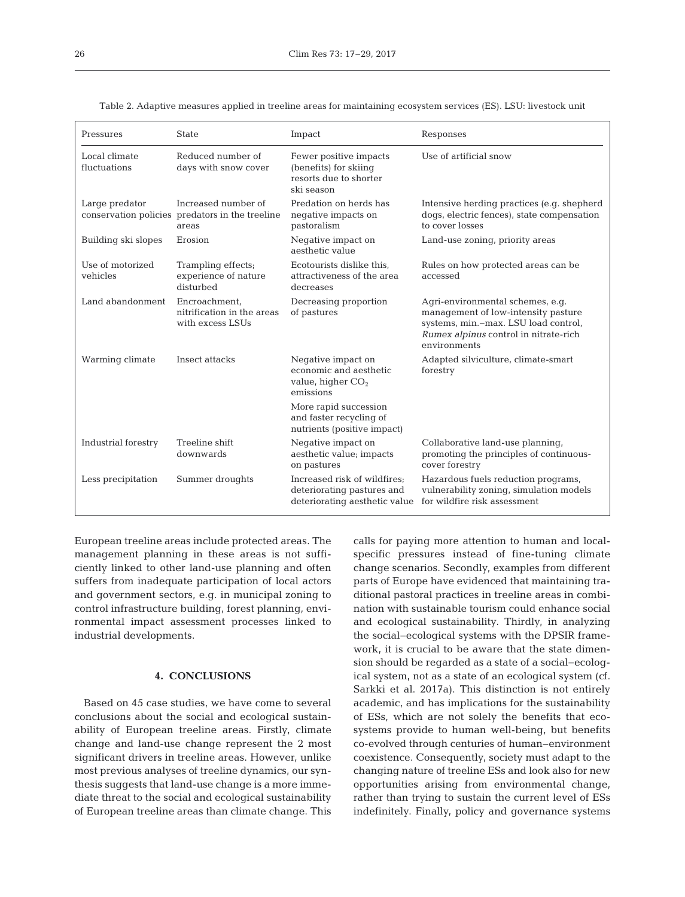Table 2. Adaptive measures applied in treeline areas for maintaining ecosystem services (ES). LSU: livestock unit

| Pressures | State | Impact | Responses |
|---|---|---|---|
| Local climate fluctuations | Reduced number of days with snow cover | Fewer positive impacts (benefits) for skiing resorts due to shorter ski season | Use of artificial snow |
| Large predator conservation policies | Increased number of predators in the treeline areas | Predation on herds has negative impacts on pastoralism | Intensive herding practices (e.g. shepherd dogs, electric fences), state compensation to cover losses |
| Building ski slopes | Erosion | Negative impact on aesthetic value | Land-use zoning, priority areas |
| Use of motorized vehicles | Trampling effects; experience of nature disturbed | Ecotourists dislike this, attractiveness of the area decreases | Rules on how protected areas can be accessed |
| Land abandonment | Encroachment, nitrification in the areas with excess LSUs | Decreasing proportion of pastures | Agri-environmental schemes, e.g. management of low-intensity pasture systems, min.–max. LSU load control, *Rumex alpinus* control in nitrate-rich environments |
| Warming climate | Insect attacks | Negative impact on economic and aesthetic value, higher $CO_2$ emissions | Adapted silviculture, climate-smart forestry |
| | | More rapid succession and faster recycling of nutrients (positive impact) | |
| Industrial forestry | Treeline shift downwards | Negative impact on aesthetic value; impacts on pastures | Collaborative land-use planning, promoting the principles of continuous-cover forestry |
| Less precipitation | Summer droughts | Increased risk of wildfires; deteriorating pastures and deteriorating aesthetic value | Hazardous fuels reduction programs, vulnerability zoning, simulation models for wildfire risk assessment |

European treeline areas include protected areas. The management planning in these areas is not sufficiently linked to other land-use planning and often suffers from inadequate participation of local actors and government sectors, e.g. in municipal zoning to control infrastructure building, forest planning, environmental impact assessment processes linked to industrial developments.

## 4. CONCLUSIONS

Based on 45 case studies, we have come to several conclusions about the social and ecological sustainability of European treeline areas. Firstly, climate change and land-use change represent the 2 most significant drivers in treeline areas. However, unlike most previous analyses of treeline dynamics, our synthesis suggests that land-use change is a more immediate threat to the social and ecological sustainability of European treeline areas than climate change. This calls for paying more attention to human and local-specific pressures instead of fine-tuning climate change scenarios. Secondly, examples from different parts of Europe have evidenced that maintaining traditional pastoral practices in treeline areas in combination with sustainable tourism could enhance social and ecological sustainability. Thirdly, in analyzing the social–ecological systems with the DPSIR framework, it is crucial to be aware that the state dimension should be regarded as a state of a social–ecological system, not as a state of an ecological system (cf. Sarkki et al. 2017a). This distinction is not entirely academic, and has implications for the sustainability of ESs, which are not solely the benefits that ecosystems provide to human well-being, but benefits co-evolved through centuries of human–environment coexistence. Consequently, society must adapt to the changing nature of treeline ESs and look also for new opportunities arising from environmental change, rather than trying to sustain the current level of ESs indefinitely. Finally, policy and governance systems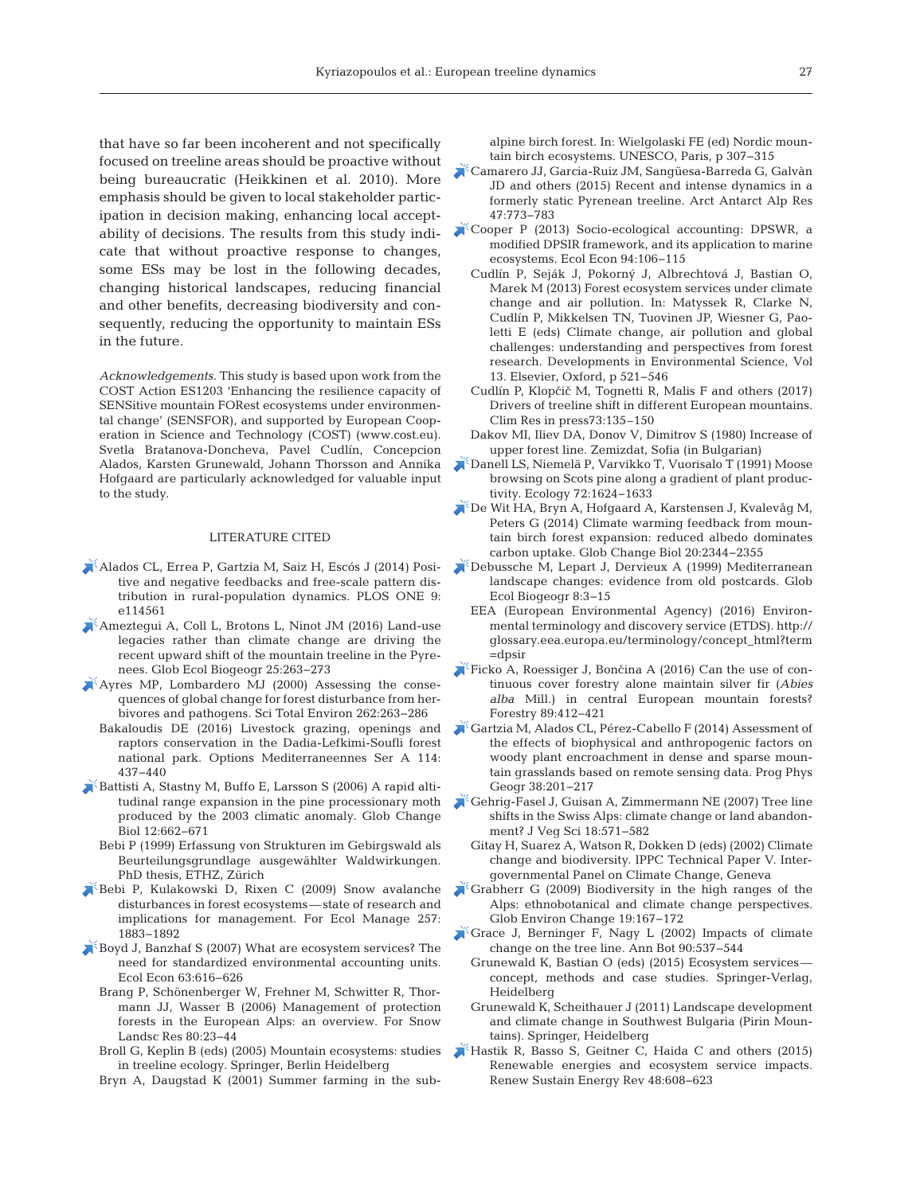that have so far been incoherent and not specifically focused on treeline areas should be proactive without being bureaucratic (Heikkinen et al. 2010). More emphasis should be given to local stakeholder participation in decision making, enhancing local acceptability of decisions. The results from this study indicate that without proactive response to changes, some ESs may be lost in the following decades, changing historical landscapes, reducing financial and other benefits, decreasing biodiversity and consequently, reducing the opportunity to maintain ESs in the future.

*Acknowledgements*. This study is based upon work from the COST Action ES1203 'Enhancing the resilience capacity of SENSitive mountain FORest ecosystems under environmental change' (SENSFOR), and supported by European Cooperation in Science and Technology (COST) (www.cost.eu). Svetla Bratanova-Doncheva, Pavel Cudlín, Concepcion Alados, Karsten Grunewald, Johann Thorsson and Annika Hofgaard are particularly acknowledged for valuable input to the study.

## LITERATURE CITED

- Alados CL, Errea P, Gartzia M, Saiz H, Escós J (2014) Positive and negative feedbacks and free-scale pattern distribution in rural-population dynamics. PLOS ONE 9: e114561
- Ameztegui A, Coll L, Brotons L, Ninot JM (2016) Land-use legacies rather than climate change are driving the recent upward shift of the mountain treeline in the Pyrenees. Glob Ecol Biogeogr 25:263−273
- Ayres MP, Lombardero MJ (2000) Assessing the consequences of global change for forest disturbance from herbivores and pathogens. Sci Total Environ 262:263−286
- Bakaloudis DE (2016) Livestock grazing, openings and raptors conservation in the Dadia-Lefkimi-Soufli forest national park. Options Mediterraneennes Ser A 114: 437−440
- Battisti A, Stastny M, Buffo E, Larsson S (2006) A rapid altitudinal range expansion in the pine processionary moth produced by the 2003 climatic anomaly. Glob Change Biol 12:662−671
- Bebi P (1999) Erfassung von Strukturen im Gebirgswald als Beurteilungsgrundlage ausgewählter Waldwirkungen. PhD thesis, ETHZ, Zürich
- Bebi P, Kulakowski D, Rixen C (2009) Snow avalanche disturbances in forest ecosystems — state of research and implications for management. For Ecol Manage 257: 1883−1892
- Boyd J, Banzhaf S (2007) What are ecosystem services? The need for standardized environmental accounting units. Ecol Econ 63:616−626
- Brang P, Schönenberger W, Frehner M, Schwitter R, Thormann JJ, Wasser B (2006) Management of protection forests in the European Alps: an overview. For Snow Landsc Res 80:23−44
- Broll G, Keplin B (eds) (2005) Mountain ecosystems: studies in treeline ecology. Springer, Berlin Heidelberg
- Bryn A, Daugstad K (2001) Summer farming in the subalpine birch forest. In: Wielgolaski FE (ed) Nordic mountain birch ecosystems. UNESCO, Paris, p 307−315
- Camarero JJ, Garcia-Ruiz JM, Sangüesa-Barreda G, Galvàn JD and others (2015) Recent and intense dynamics in a formerly static Pyrenean treeline. Arct Antarct Alp Res 47:773−783
- Cooper P (2013) Socio-ecological accounting: DPSWR, a modified DPSIR framework, and its application to marine ecosystems. Ecol Econ 94:106−115
- Cudlín P, Seják J, Pokorný J, Albrechtová J, Bastian O, Marek M (2013) Forest ecosystem services under climate change and air pollution. In: Matyssek R, Clarke N, Cudlín P, Mikkelsen TN, Tuovinen JP, Wiesner G, Paoletti E (eds) Climate change, air pollution and global challenges: understanding and perspectives from forest research. Developments in Environmental Science, Vol 13. Elsevier, Oxford, p 521−546
- Cudlín P, Klopčič M, Tognetti R, Malis F and others (2017) Drivers of treeline shift in different European mountains. Clim Res in press73:135−150
- Dakov MI, Iliev DA, Donov V, Dimitrov S (1980) Increase of upper forest line. Zemizdat, Sofia (in Bulgarian)
- Danell LS, Niemelä P, Varvikko T, Vuorisalo T (1991) Moose browsing on Scots pine along a gradient of plant productivity. Ecology 72:1624−1633
- De Wit HA, Bryn A, Hofgaard A, Karstensen J, Kvalevåg M, Peters G (2014) Climate warming feedback from mountain birch forest expansion: reduced albedo dominates carbon uptake. Glob Change Biol 20:2344−2355
- Debussche M, Lepart J, Dervieux A (1999) Mediterranean landscape changes: evidence from old postcards. Glob Ecol Biogeogr 8:3−15
- EEA (European Environmental Agency) (2016) Environmental terminology and discovery service (ETDS). http://glossary.eea.europa.eu/terminology/concept_html?term=dpsir
- Ficko A, Roessiger J, Bončina A (2016) Can the use of continuous cover forestry alone maintain silver fir (*Abies alba* Mill.) in central European mountain forests? Forestry 89:412−421
- Gartzia M, Alados CL, Pérez-Cabello F (2014) Assessment of the effects of biophysical and anthropogenic factors on woody plant encroachment in dense and sparse mountain grasslands based on remote sensing data. Prog Phys Geogr 38:201−217
- Gehrig-Fasel J, Guisan A, Zimmermann NE (2007) Tree line shifts in the Swiss Alps: climate change or land abandonment? J Veg Sci 18:571−582
- Gitay H, Suarez A, Watson R, Dokken D (eds) (2002) Climate change and biodiversity. IPPC Technical Paper V. Intergovernmental Panel on Climate Change, Geneva
- Grabherr G (2009) Biodiversity in the high ranges of the Alps: ethnobotanical and climate change perspectives. Glob Environ Change 19:167−172
- Grace J, Berninger F, Nagy L (2002) Impacts of climate change on the tree line. Ann Bot 90:537−544
- Grunewald K, Bastian O (eds) (2015) Ecosystem services — concept, methods and case studies. Springer-Verlag, Heidelberg
- Grunewald K, Scheithauer J (2011) Landscape development and climate change in Southwest Bulgaria (Pirin Mountains). Springer, Heidelberg
- Hastik R, Basso S, Geitner C, Haida C and others (2015) Renewable energies and ecosystem service impacts. Renew Sustain Energy Rev 48:608−623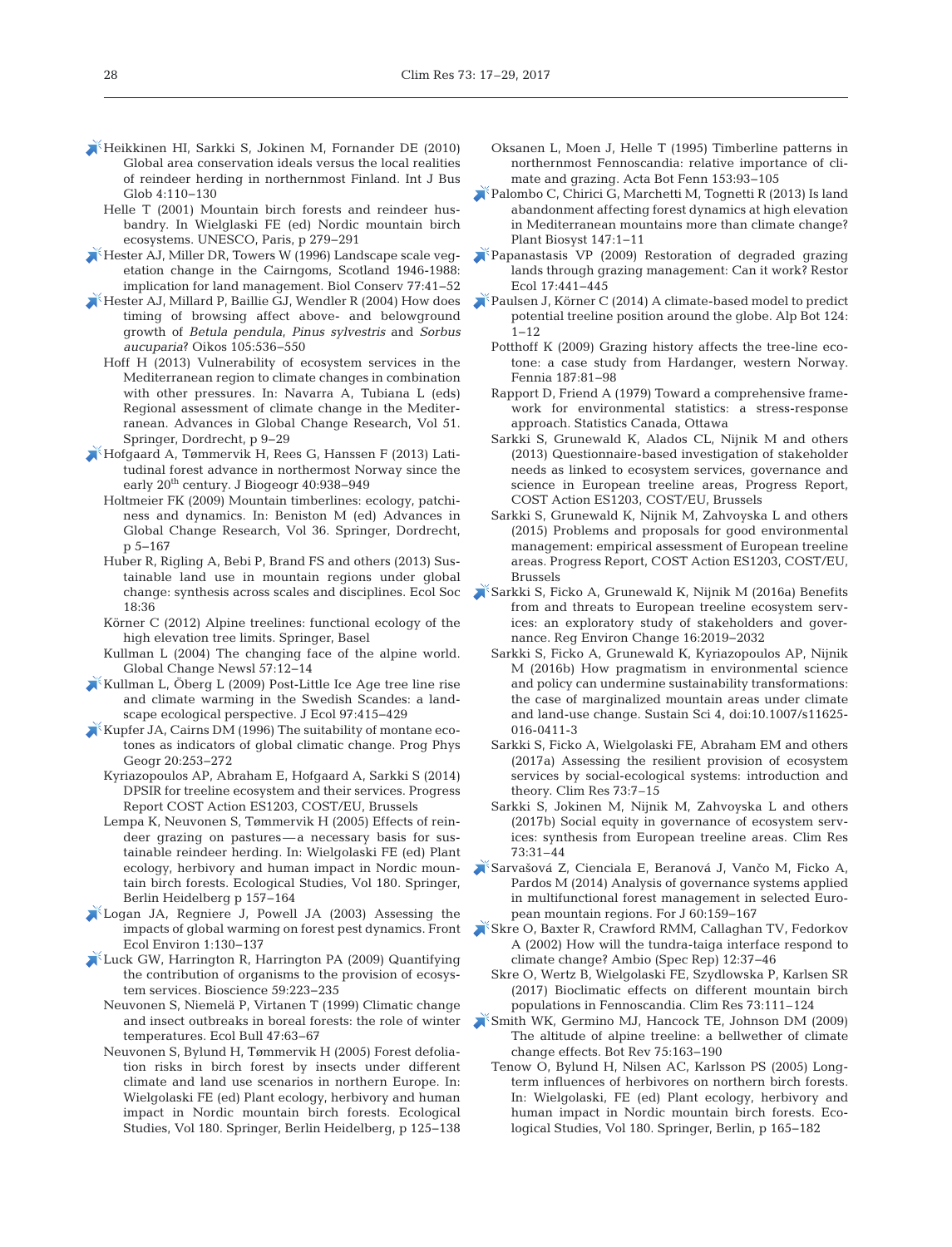Heikkinen HI, Sarkki S, Jokinen M, Fornander DE (2010) Global area conservation ideals versus the local realities of reindeer herding in northernmost Finland. Int J Bus Glob 4:110–130

Helle T (2001) Mountain birch forests and reindeer husbandry. In Wielglaski FE (ed) Nordic mountain birch ecosystems. UNESCO, Paris, p 279–291

Hester AJ, Miller DR, Towers W (1996) Landscape scale vegetation change in the Cairngoms, Scotland 1946-1988: implication for land management. Biol Conserv 77:41–52

Hester AJ, Millard P, Baillie GJ, Wendler R (2004) How does timing of browsing affect above- and belowground growth of *Betula pendula*, *Pinus sylvestris* and *Sorbus aucuparia*? Oikos 105:536–550

Hoff H (2013) Vulnerability of ecosystem services in the Mediterranean region to climate changes in combination with other pressures. In: Navarra A, Tubiana L (eds) Regional assessment of climate change in the Mediterranean. Advances in Global Change Research, Vol 51. Springer, Dordrecht, p 9–29

Hofgaard A, Tømmervik H, Rees G, Hanssen F (2013) Latitudinal forest advance in northernmost Norway since the early 20th century. J Biogeogr 40:938–949

Holtmeier FK (2009) Mountain timberlines: ecology, patchiness and dynamics. In: Beniston M (ed) Advances in Global Change Research, Vol 36. Springer, Dordrecht, p 5–167

Huber R, Rigling A, Bebi P, Brand FS and others (2013) Sustainable land use in mountain regions under global change: synthesis across scales and disciplines. Ecol Soc 18:36

Körner C (2012) Alpine treelines: functional ecology of the high elevation tree limits. Springer, Basel

Kullman L (2004) The changing face of the alpine world. Global Change Newsl 57:12–14

Kullman L, Öberg L (2009) Post-Little Ice Age tree line rise and climate warming in the Swedish Scandes: a landscape ecological perspective. J Ecol 97:415–429

Kupfer JA, Cairns DM (1996) The suitability of montane ecotones as indicators of global climatic change. Prog Phys Geogr 20:253–272

Kyriazopoulos AP, Abraham E, Hofgaard A, Sarkki S (2014) DPSIR for treeline ecosystem and their services. Progress Report COST Action ES1203, COST/EU, Brussels

Lempa K, Neuvonen S, Tømmervik H (2005) Effects of reindeer grazing on pastures — a necessary basis for sustainable reindeer herding. In: Wielgolaski FE (ed) Plant ecology, herbivory and human impact in Nordic mountain birch forests. Ecological Studies, Vol 180. Springer, Berlin Heidelberg p 157–164

Logan JA, Regniere J, Powell JA (2003) Assessing the impacts of global warming on forest pest dynamics. Front Ecol Environ 1:130–137

Luck GW, Harrington R, Harrington PA (2009) Quantifying the contribution of organisms to the provision of ecosystem services. Bioscience 59:223–235

Neuvonen S, Niemelä P, Virtanen T (1999) Climatic change and insect outbreaks in boreal forests: the role of winter temperatures. Ecol Bull 47:63–67

Neuvonen S, Bylund H, Tømmervik H (2005) Forest defoliation risks in birch forest by insects under different climate and land use scenarios in northern Europe. In: Wielgolaski FE (ed) Plant ecology, herbivory and human impact in Nordic mountain birch forests. Ecological Studies, Vol 180. Springer, Berlin Heidelberg, p 125–138

Oksanen L, Moen J, Helle T (1995) Timberline patterns in northernmost Fennoscandia: relative importance of climate and grazing. Acta Bot Fenn 153:93–105

Palombo C, Chirici G, Marchetti M, Tognetti R (2013) Is land abandonment affecting forest dynamics at high elevation in Mediterranean mountains more than climate change? Plant Biosyst 147:1–11

Papanastasis VP (2009) Restoration of degraded grazing lands through grazing management: Can it work? Restor Ecol 17:441–445

Paulsen J, Körner C (2014) A climate-based model to predict potential treeline position around the globe. Alp Bot 124: 1–12

Potthoff K (2009) Grazing history affects the tree-line ecotone: a case study from Hardanger, western Norway. Fennia 187:81–98

Rapport D, Friend A (1979) Toward a comprehensive framework for environmental statistics: a stress-response approach. Statistics Canada, Ottawa

Sarkki S, Grunewald K, Alados CL, Nijnik M and others (2013) Questionnaire-based investigation of stakeholder needs as linked to ecosystem services, governance and science in European treeline areas, Progress Report, COST Action ES1203, COST/EU, Brussels

Sarkki S, Grunewald K, Nijnik M, Zahvoyska L and others (2015) Problems and proposals for good environmental management: empirical assessment of European treeline areas. Progress Report, COST Action ES1203, COST/EU, Brussels

Sarkki S, Ficko A, Grunewald K, Nijnik M (2016a) Benefits from and threats to European treeline ecosystem services: an exploratory study of stakeholders and governance. Reg Environ Change 16:2019–2032

Sarkki S, Ficko A, Grunewald K, Kyriazopoulos AP, Nijnik M (2016b) How pragmatism in environmental science and policy can undermine sustainability transformations: the case of marginalized mountain areas under climate and land-use change. Sustain Sci 4, doi:10.1007/s11625-016-0411-3

Sarkki S, Ficko A, Wielgolaski FE, Abraham EM and others (2017a) Assessing the resilient provision of ecosystem services by social-ecological systems: introduction and theory. Clim Res 73:7–15

Sarkki S, Jokinen M, Nijnik M, Zahvoyska L and others (2017b) Social equity in governance of ecosystem services: synthesis from European treeline areas. Clim Res 73:31–44

Sarvašová Z, Cienciala E, Beranová J, Vančo M, Ficko A, Pardos M (2014) Analysis of governance systems applied in multifunctional forest management in selected European mountain regions. For J 60:159–167

Skre O, Baxter R, Crawford RMM, Callaghan TV, Fedorkov A (2002) How will the tundra-taiga interface respond to climate change? Ambio (Spec Rep) 12:37–46

Skre O, Wertz B, Wielgolaski FE, Szydlowska P, Karlsen SR (2017) Bioclimatic effects on different mountain birch populations in Fennoscandia. Clim Res 73:111–124

Smith WK, Germino MJ, Hancock TE, Johnson DM (2009) The altitude of alpine treeline: a bellwether of climate change effects. Bot Rev 75:163–190

Tenow O, Bylund H, Nilsen AC, Karlsson PS (2005) Long-term influences of herbivores on northern birch forests. In: Wielgolaski, FE (ed) Plant ecology, herbivory and human impact in Nordic mountain birch forests. Ecological Studies, Vol 180. Springer, Berlin, p 165–182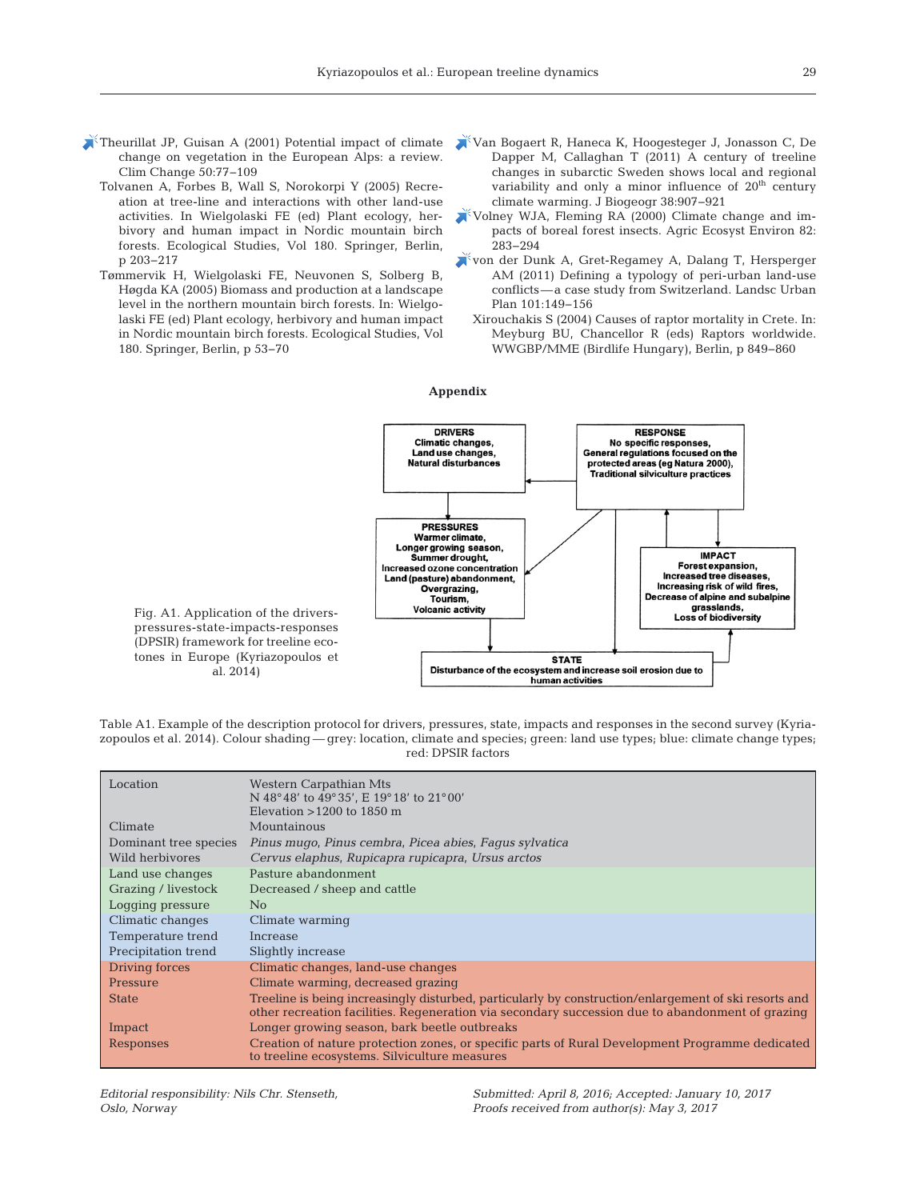Theurillat JP, Guisan A (2001) Potential impact of climate change on vegetation in the European Alps: a review. Clim Change 50:77−109

Tolvanen A, Forbes B, Wall S, Norokorpi Y (2005) Recreation at tree-line and interactions with other land-use activities. In Wielgolaski FE (ed) Plant ecology, herbivory and human impact in Nordic mountain birch forests. Ecological Studies, Vol 180. Springer, Berlin, p 203−217

Tømmervik H, Wielgolaski FE, Neuvonen S, Solberg B, Høgda KA (2005) Biomass and production at a landscape level in the northern mountain birch forests. In: Wielgolaski FE (ed) Plant ecology, herbivory and human impact in Nordic mountain birch forests. Ecological Studies, Vol 180. Springer, Berlin, p 53−70

Van Bogaert R, Haneca K, Hoogesteger J, Jonasson C, De Dapper M, Callaghan T (2011) A century of treeline changes in subarctic Sweden shows local and regional variability and only a minor influence of 20th century climate warming. J Biogeogr 38:907−921

Volney WJA, Fleming RA (2000) Climate change and impacts of boreal forest insects. Agric Ecosyst Environ 82: 283−294

von der Dunk A, Gret-Regamey A, Dalang T, Hersperger AM (2011) Defining a typology of peri-urban land-use conflicts — a case study from Switzerland. Landsc Urban Plan 101:149−156

Xirouchakis S (2004) Causes of raptor mortality in Crete. In: Meyburg BU, Chancellor R (eds) Raptors worldwide. WWGBP/MME (Birdlife Hungary), Berlin, p 849−860

## Appendix

DRIVERS
Climatic changes,
Land use changes,
Natural disturbances

RESPONSE
No specific responses,
General regulations focused on the protected areas (eg Natura 2000),
Traditional silviculture practices

PRESSURES
Warmer climate,
Longer growing season,
Summer drought,
Increased ozone concentration
Land (pasture) abandonment,
Overgrazing,
Tourism,
Volcanic activity

IMPACT
Forest expansion,
Increased tree diseases,
Increasing risk of wild fires,
Decrease of alpine and subalpine grasslands,
Loss of biodiversity

STATE
Disturbance of the ecosystem and increase soil erosion due to human activities

Fig. A1. Application of the drivers-pressures-state-impacts-responses (DPSIR) framework for treeline ecotones in Europe (Kyriazopoulos et al. 2014)

Table A1. Example of the description protocol for drivers, pressures, state, impacts and responses in the second survey (Kyriazopoulos et al. 2014). Colour shading — grey: location, climate and species; green: land use types; blue: climate change types; red: DPSIR factors

| | |
|---|---|
| Location | Western Carpathian Mts<br>N 48° 48′ to 49° 35′, E 19° 18′ to 21° 00′<br>Elevation >1200 to 1850 m |
| Climate | Mountainous |
| Dominant tree species | *Pinus mugo*, *Pinus cembra*, *Picea abies*, *Fagus sylvatica* |
| Wild herbivores | *Cervus elaphus*, *Rupicapra rupicapra*, *Ursus arctos* |
| Land use changes | Pasture abandonment |
| Grazing / livestock | Decreased / sheep and cattle |
| Logging pressure | No |
| Climatic changes | Climate warming |
| Temperature trend | Increase |
| Precipitation trend | Slightly increase |
| Driving forces | Climatic changes, land-use changes |
| Pressure | Climate warming, decreased grazing |
| State | Treeline is being increasingly disturbed, particularly by construction/enlargement of ski resorts and other recreation facilities. Regeneration via secondary succession due to abandonment of grazing |
| Impact | Longer growing season, bark beetle outbreaks |
| Responses | Creation of nature protection zones, or specific parts of Rural Development Programme dedicated to treeline ecosystems. Silviculture measures |

*Editorial responsibility: Nils Chr. Stenseth, Oslo, Norway*

*Submitted: April 8, 2016; Accepted: January 10, 2017*
*Proofs received from author(s): May 3, 2017*